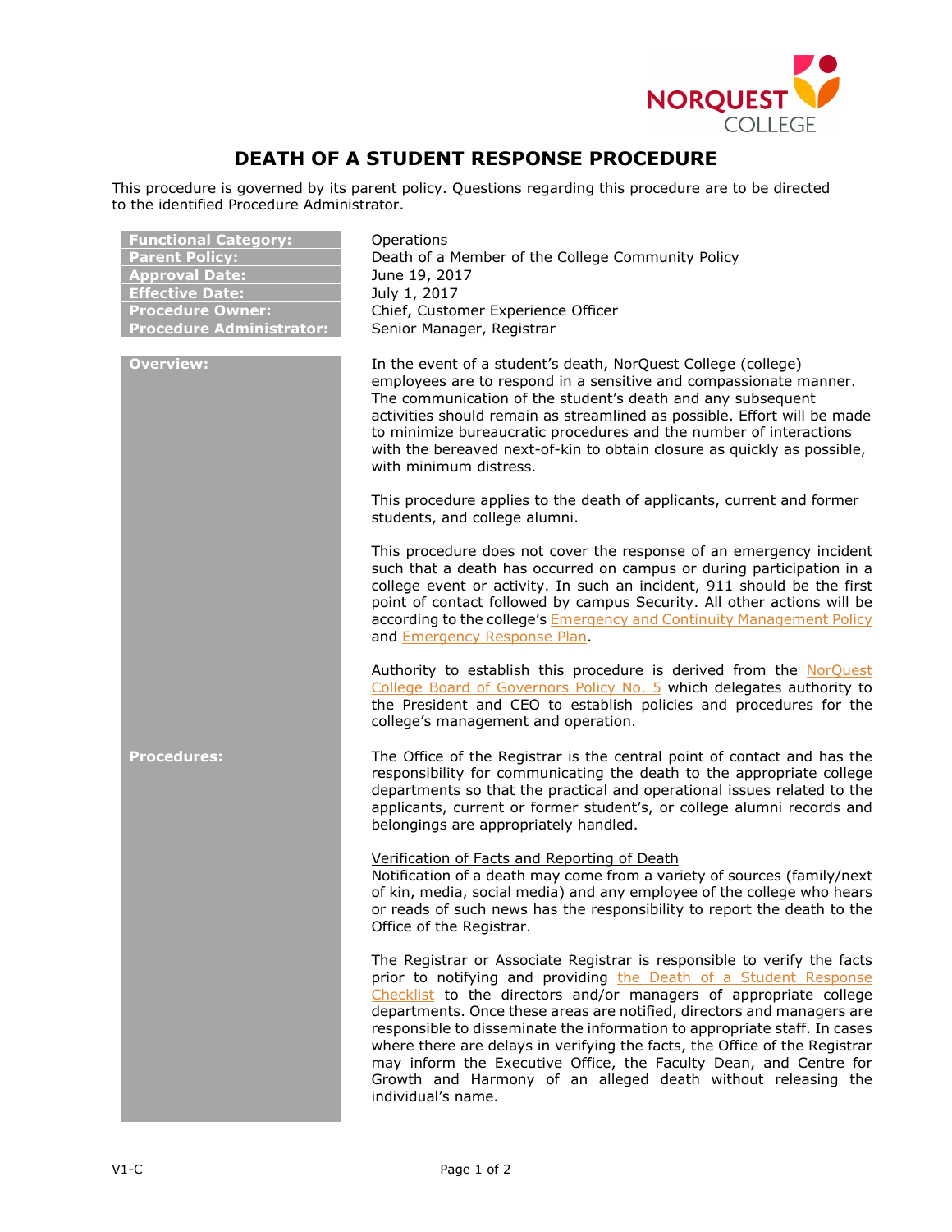# DEATH OF A STUDENT RESPONSE PROCEDURE

This procedure is governed by its parent policy. Questions regarding this procedure are to be directed to the identified Procedure Administrator.

| | |
|---|---|
| **Functional Category:** | Operations |
| **Parent Policy:** | Death of a Member of the College Community Policy |
| **Approval Date:** | June 19, 2017 |
| **Effective Date:** | July 1, 2017 |
| **Procedure Owner:** | Chief, Customer Experience Officer |
| **Procedure Administrator:** | Senior Manager, Registrar |

## Overview:

In the event of a student's death, NorQuest College (college) employees are to respond in a sensitive and compassionate manner. The communication of the student's death and any subsequent activities should remain as streamlined as possible. Effort will be made to minimize bureaucratic procedures and the number of interactions with the bereaved next-of-kin to obtain closure as quickly as possible, with minimum distress.

This procedure applies to the death of applicants, current and former students, and college alumni.

This procedure does not cover the response of an emergency incident such that a death has occurred on campus or during participation in a college event or activity. In such an incident, 911 should be the first point of contact followed by campus Security. All other actions will be according to the college's Emergency and Continuity Management Policy and Emergency Response Plan.

Authority to establish this procedure is derived from the NorQuest College Board of Governors Policy No. 5 which delegates authority to the President and CEO to establish policies and procedures for the college's management and operation.

## Procedures:

The Office of the Registrar is the central point of contact and has the responsibility for communicating the death to the appropriate college departments so that the practical and operational issues related to the applicants, current or former student's, or college alumni records and belongings are appropriately handled.

### Verification of Facts and Reporting of Death

Notification of a death may come from a variety of sources (family/next of kin, media, social media) and any employee of the college who hears or reads of such news has the responsibility to report the death to the Office of the Registrar.

The Registrar or Associate Registrar is responsible to verify the facts prior to notifying and providing the Death of a Student Response Checklist to the directors and/or managers of appropriate college departments. Once these areas are notified, directors and managers are responsible to disseminate the information to appropriate staff. In cases where there are delays in verifying the facts, the Office of the Registrar may inform the Executive Office, the Faculty Dean, and Centre for Growth and Harmony of an alleged death without releasing the individual's name.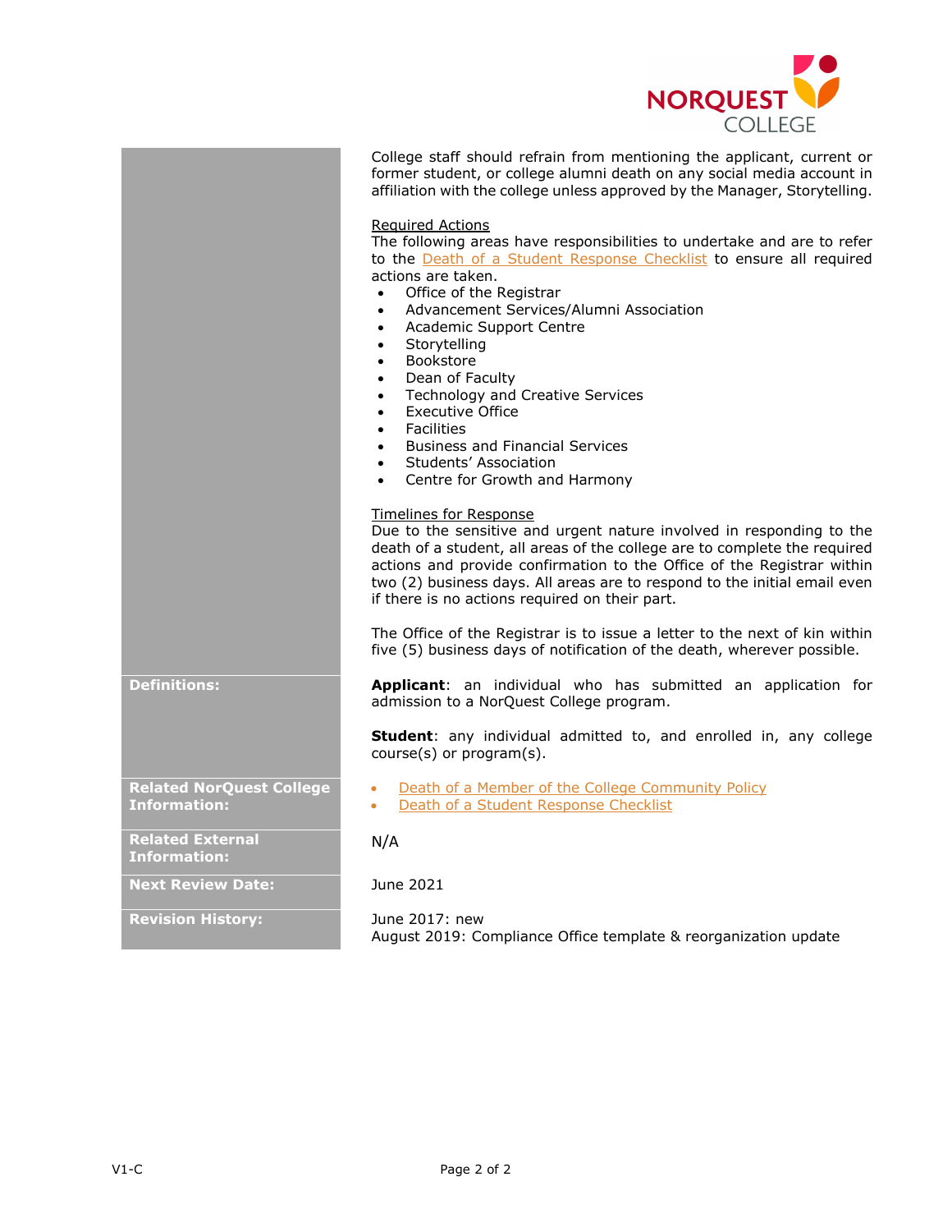College staff should refrain from mentioning the applicant, current or former student, or college alumni death on any social media account in affiliation with the college unless approved by the Manager, Storytelling.

Required Actions

The following areas have responsibilities to undertake and are to refer to the Death of a Student Response Checklist to ensure all required actions are taken.

- Office of the Registrar
- Advancement Services/Alumni Association
- Academic Support Centre
- Storytelling
- Bookstore
- Dean of Faculty
- Technology and Creative Services
- Executive Office
- Facilities
- Business and Financial Services
- Students' Association
- Centre for Growth and Harmony

Timelines for Response

Due to the sensitive and urgent nature involved in responding to the death of a student, all areas of the college are to complete the required actions and provide confirmation to the Office of the Registrar within two (2) business days. All areas are to respond to the initial email even if there is no actions required on their part.

The Office of the Registrar is to issue a letter to the next of kin within five (5) business days of notification of the death, wherever possible.

| | |
|---|---|
| **Definitions:** | **Applicant**: an individual who has submitted an application for admission to a NorQuest College program.<br><br>**Student**: any individual admitted to, and enrolled in, any college course(s) or program(s). |
| **Related NorQuest College Information:** | • Death of a Member of the College Community Policy<br>• Death of a Student Response Checklist |
| **Related External Information:** | N/A |
| **Next Review Date:** | June 2021 |
| **Revision History:** | June 2017: new<br>August 2019: Compliance Office template & reorganization update |